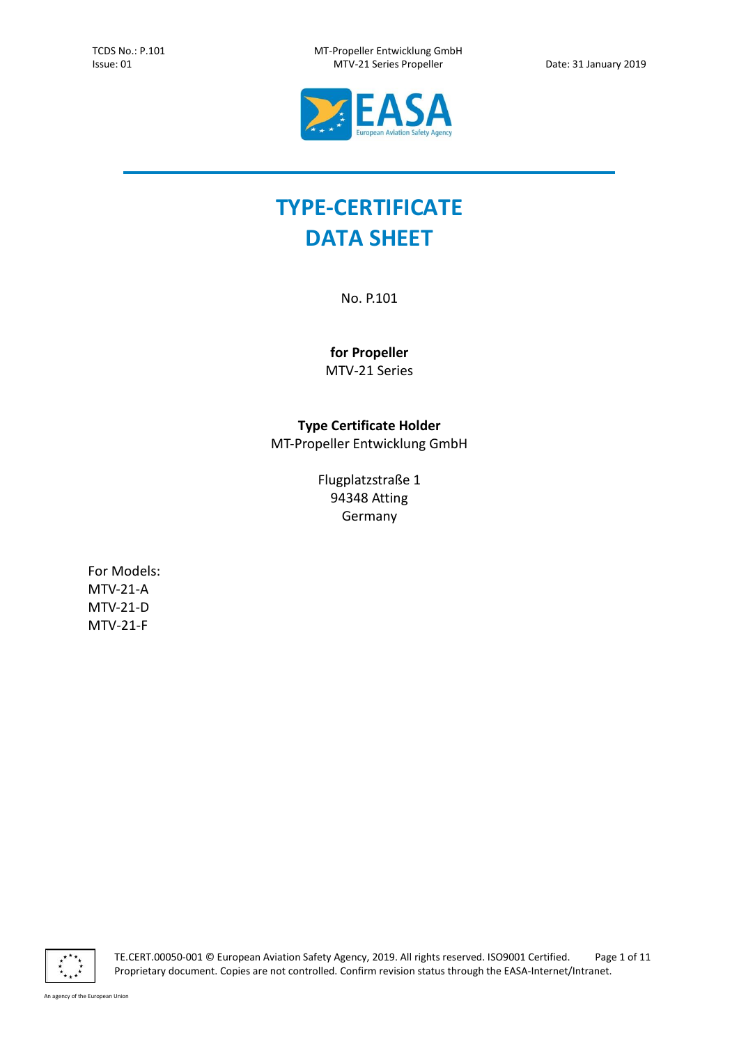# TYPE-CERTIFICATE DATA SHEET

No. P.101

**for Propeller**
MTV-21 Series

**Type Certificate Holder**
MT-Propeller Entwicklung GmbH

Flugplatzstraße 1
94348 Atting
Germany

For Models:
MTV-21-A
MTV-21-D
MTV-21-F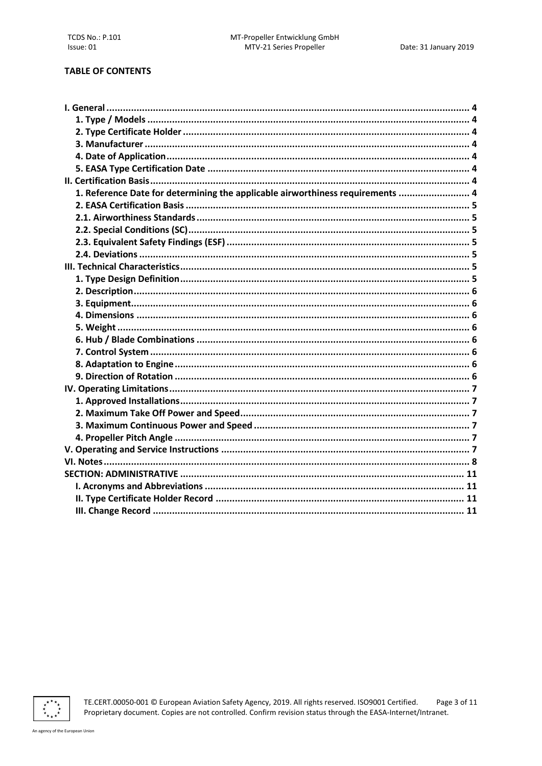**TABLE OF CONTENTS**

| | |
|---|---|
| **I. General** | **4** |
| **1. Type / Models** | **4** |
| **2. Type Certificate Holder** | **4** |
| **3. Manufacturer** | **4** |
| **4. Date of Application** | **4** |
| **5. EASA Type Certification Date** | **4** |
| **II. Certification Basis** | **4** |
| **1. Reference Date for determining the applicable airworthiness requirements** | **4** |
| **2. EASA Certification Basis** | **5** |
| **2.1. Airworthiness Standards** | **5** |
| **2.2. Special Conditions (SC)** | **5** |
| **2.3. Equivalent Safety Findings (ESF)** | **5** |
| **2.4. Deviations** | **5** |
| **III. Technical Characteristics** | **5** |
| **1. Type Design Definition** | **5** |
| **2. Description** | **6** |
| **3. Equipment** | **6** |
| **4. Dimensions** | **6** |
| **5. Weight** | **6** |
| **6. Hub / Blade Combinations** | **6** |
| **7. Control System** | **6** |
| **8. Adaptation to Engine** | **6** |
| **9. Direction of Rotation** | **6** |
| **IV. Operating Limitations** | **7** |
| **1. Approved Installations** | **7** |
| **2. Maximum Take Off Power and Speed** | **7** |
| **3. Maximum Continuous Power and Speed** | **7** |
| **4. Propeller Pitch Angle** | **7** |
| **V. Operating and Service Instructions** | **7** |
| **VI. Notes** | **8** |
| **SECTION: ADMINISTRATIVE** | **11** |
| **I. Acronyms and Abbreviations** | **11** |
| **II. Type Certificate Holder Record** | **11** |
| **III. Change Record** | **11** |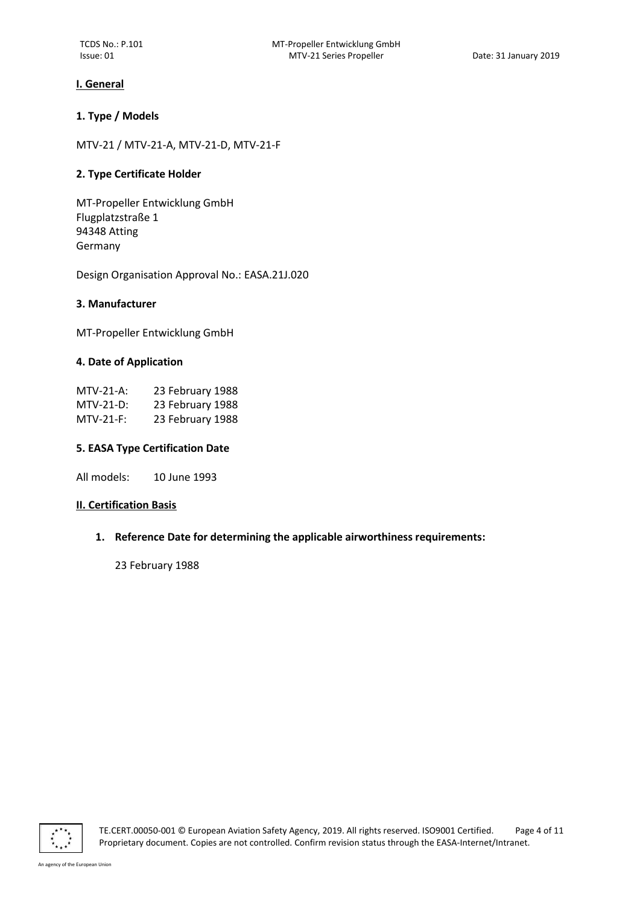## I. General

### 1. Type / Models

MTV-21 / MTV-21-A, MTV-21-D, MTV-21-F

### 2. Type Certificate Holder

MT-Propeller Entwicklung GmbH
Flugplatzstraße 1
94348 Atting
Germany

Design Organisation Approval No.: EASA.21J.020

### 3. Manufacturer

MT-Propeller Entwicklung GmbH

### 4. Date of Application

| | |
|---|---|
| MTV-21-A: | 23 February 1988 |
| MTV-21-D: | 23 February 1988 |
| MTV-21-F: | 23 February 1988 |

### 5. EASA Type Certification Date

All models: 10 June 1993

## II. Certification Basis

1. **Reference Date for determining the applicable airworthiness requirements:**

   23 February 1988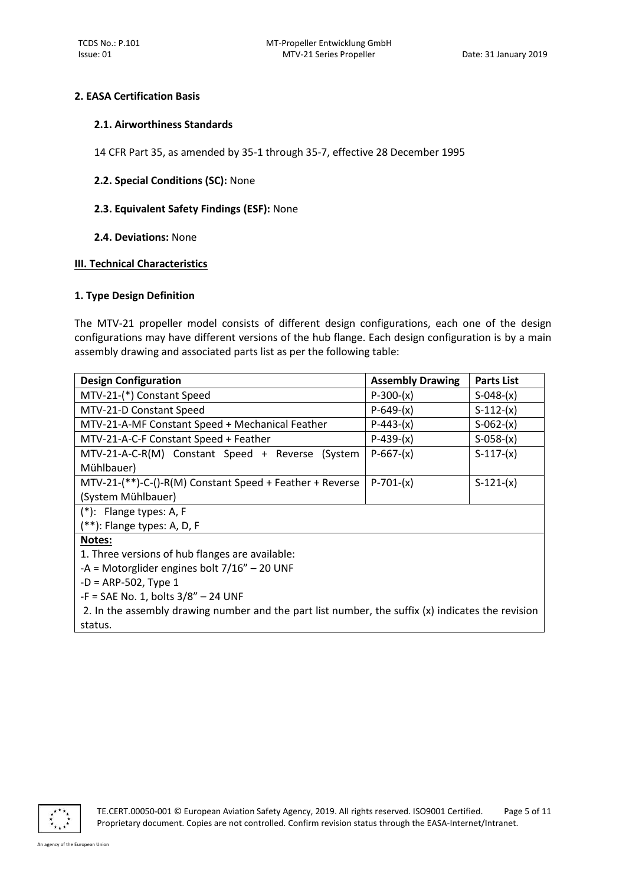## 2. EASA Certification Basis

### 2.1. Airworthiness Standards

14 CFR Part 35, as amended by 35-1 through 35-7, effective 28 December 1995

**2.2. Special Conditions (SC):** None

**2.3. Equivalent Safety Findings (ESF):** None

**2.4. Deviations:** None

## III. Technical Characteristics

### 1. Type Design Definition

The MTV-21 propeller model consists of different design configurations, each one of the design configurations may have different versions of the hub flange. Each design configuration is by a main assembly drawing and associated parts list as per the following table:

| Design Configuration | Assembly Drawing | Parts List |
|---|---|---|
| MTV-21-(*) Constant Speed | P-300-(x) | S-048-(x) |
| MTV-21-D Constant Speed | P-649-(x) | S-112-(x) |
| MTV-21-A-MF Constant Speed + Mechanical Feather | P-443-(x) | S-062-(x) |
| MTV-21-A-C-F Constant Speed + Feather | P-439-(x) | S-058-(x) |
| MTV-21-A-C-R(M) Constant Speed + Reverse (System Mühlbauer) | P-667-(x) | S-117-(x) |
| MTV-21-(**)-C-()-R(M) Constant Speed + Feather + Reverse (System Mühlbauer) | P-701-(x) | S-121-(x) |
| (*): Flange types: A, F<br>(**): Flange types: A, D, F | | |
| **Notes:**<br>1. Three versions of hub flanges are available:<br>-A = Motorglider engines bolt 7/16" – 20 UNF<br>-D = ARP-502, Type 1<br>-F = SAE No. 1, bolts 3/8" – 24 UNF<br>2. In the assembly drawing number and the part list number, the suffix (x) indicates the revision status. | | |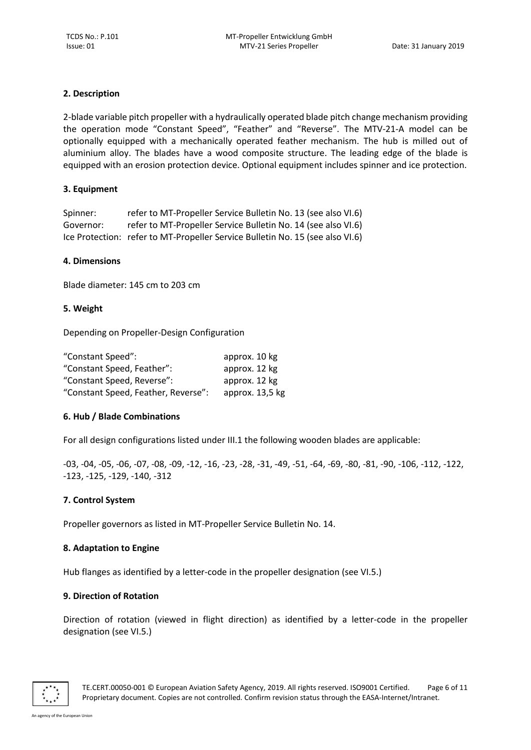## 2. Description

2-blade variable pitch propeller with a hydraulically operated blade pitch change mechanism providing the operation mode "Constant Speed", "Feather" and "Reverse". The MTV-21-A model can be optionally equipped with a mechanically operated feather mechanism. The hub is milled out of aluminium alloy. The blades have a wood composite structure. The leading edge of the blade is equipped with an erosion protection device. Optional equipment includes spinner and ice protection.

## 3. Equipment

| | |
|---|---|
| Spinner: | refer to MT-Propeller Service Bulletin No. 13 (see also VI.6) |
| Governor: | refer to MT-Propeller Service Bulletin No. 14 (see also VI.6) |
| Ice Protection: | refer to MT-Propeller Service Bulletin No. 15 (see also VI.6) |

## 4. Dimensions

Blade diameter: 145 cm to 203 cm

## 5. Weight

Depending on Propeller-Design Configuration

| | |
|---|---|
| "Constant Speed": | approx. 10 kg |
| "Constant Speed, Feather": | approx. 12 kg |
| "Constant Speed, Reverse": | approx. 12 kg |
| "Constant Speed, Feather, Reverse": | approx. 13,5 kg |

## 6. Hub / Blade Combinations

For all design configurations listed under III.1 the following wooden blades are applicable:

-03, -04, -05, -06, -07, -08, -09, -12, -16, -23, -28, -31, -49, -51, -64, -69, -80, -81, -90, -106, -112, -122, -123, -125, -129, -140, -312

## 7. Control System

Propeller governors as listed in MT-Propeller Service Bulletin No. 14.

## 8. Adaptation to Engine

Hub flanges as identified by a letter-code in the propeller designation (see VI.5.)

## 9. Direction of Rotation

Direction of rotation (viewed in flight direction) as identified by a letter-code in the propeller designation (see VI.5.)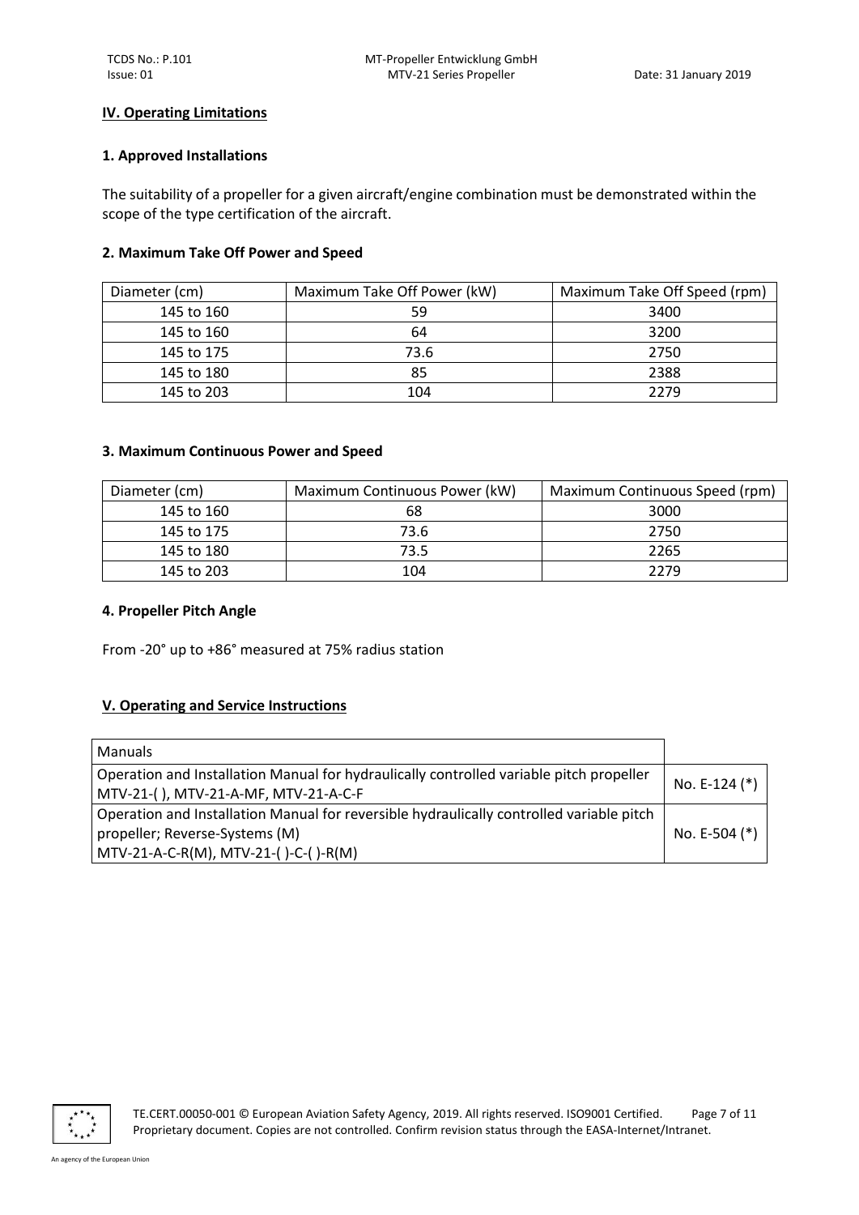## IV. Operating Limitations

### 1. Approved Installations

The suitability of a propeller for a given aircraft/engine combination must be demonstrated within the scope of the type certification of the aircraft.

### 2. Maximum Take Off Power and Speed

| Diameter (cm) | Maximum Take Off Power (kW) | Maximum Take Off Speed (rpm) |
|---|---|---|
| 145 to 160 | 59 | 3400 |
| 145 to 160 | 64 | 3200 |
| 145 to 175 | 73.6 | 2750 |
| 145 to 180 | 85 | 2388 |
| 145 to 203 | 104 | 2279 |

### 3. Maximum Continuous Power and Speed

| Diameter (cm) | Maximum Continuous Power (kW) | Maximum Continuous Speed (rpm) |
|---|---|---|
| 145 to 160 | 68 | 3000 |
| 145 to 175 | 73.6 | 2750 |
| 145 to 180 | 73.5 | 2265 |
| 145 to 203 | 104 | 2279 |

### 4. Propeller Pitch Angle

From -20° up to +86° measured at 75% radius station

## V. Operating and Service Instructions

| Manuals | |
|---|---|
| Operation and Installation Manual for hydraulically controlled variable pitch propeller MTV-21-( ), MTV-21-A-MF, MTV-21-A-C-F | No. E-124 (*) |
| Operation and Installation Manual for reversible hydraulically controlled variable pitch propeller; Reverse-Systems (M) MTV-21-A-C-R(M), MTV-21-( )-C-( )-R(M) | No. E-504 (*) |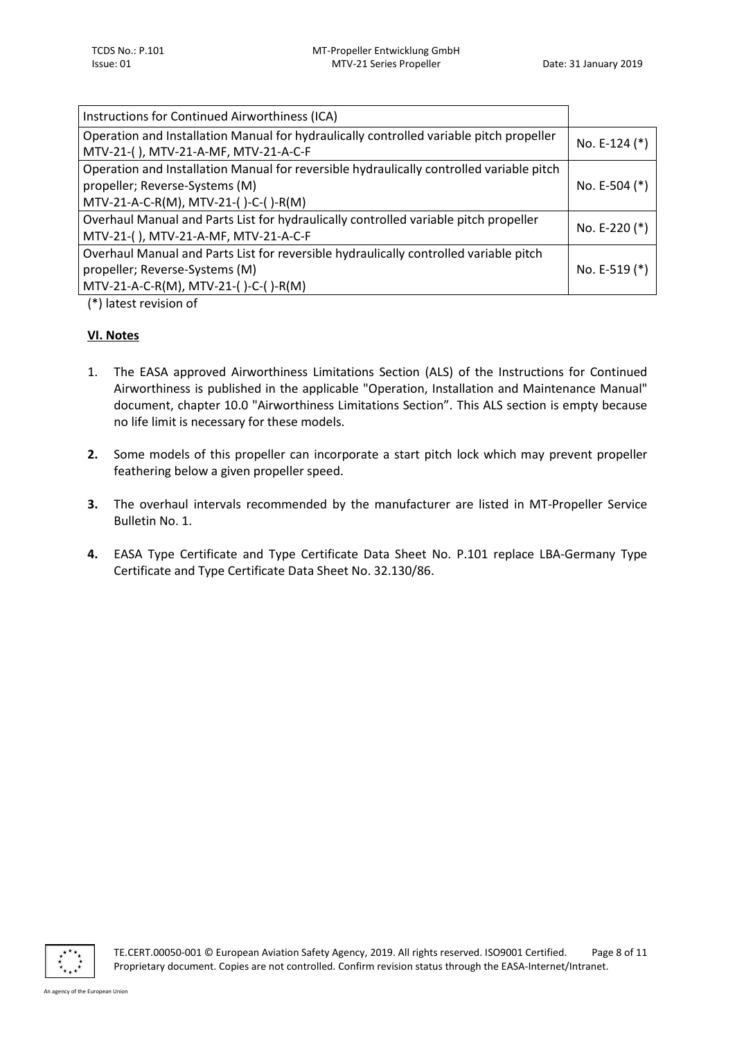| Instructions for Continued Airworthiness (ICA) | |
| --- | --- |
| Operation and Installation Manual for hydraulically controlled variable pitch propeller MTV-21-( ), MTV-21-A-MF, MTV-21-A-C-F | No. E-124 (*) |
| Operation and Installation Manual for reversible hydraulically controlled variable pitch propeller; Reverse-Systems (M) MTV-21-A-C-R(M), MTV-21-( )-C-( )-R(M) | No. E-504 (*) |
| Overhaul Manual and Parts List for hydraulically controlled variable pitch propeller MTV-21-( ), MTV-21-A-MF, MTV-21-A-C-F | No. E-220 (*) |
| Overhaul Manual and Parts List for reversible hydraulically controlled variable pitch propeller; Reverse-Systems (M) MTV-21-A-C-R(M), MTV-21-( )-C-( )-R(M) | No. E-519 (*) |

(*) latest revision of

## VI. Notes

1. The EASA approved Airworthiness Limitations Section (ALS) of the Instructions for Continued Airworthiness is published in the applicable "Operation, Installation and Maintenance Manual" document, chapter 10.0 "Airworthiness Limitations Section". This ALS section is empty because no life limit is necessary for these models.

2. Some models of this propeller can incorporate a start pitch lock which may prevent propeller feathering below a given propeller speed.

3. The overhaul intervals recommended by the manufacturer are listed in MT-Propeller Service Bulletin No. 1.

4. EASA Type Certificate and Type Certificate Data Sheet No. P.101 replace LBA-Germany Type Certificate and Type Certificate Data Sheet No. 32.130/86.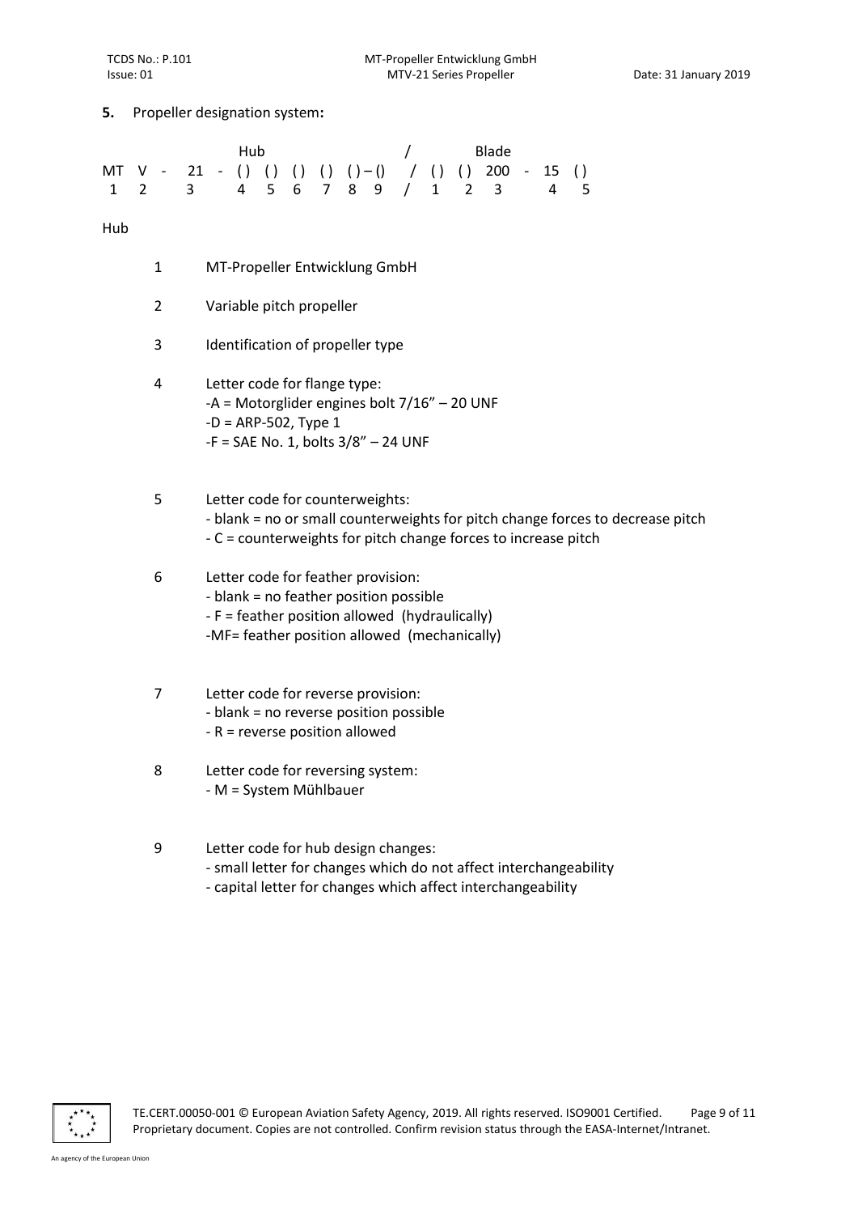**5.** Propeller designation system**:**

```
                Hub                       /              Blade
MT  V  -   21  -  ( )  ( )  ( )  ( )  ( ) – ()    /  ( )  ( )  200  -  15  ( )
 1   2      3       4    5    6    7    8    9    /   1    2    3        4    5
```

Hub

1 MT-Propeller Entwicklung GmbH

2 Variable pitch propeller

3 Identification of propeller type

4 Letter code for flange type:
-A = Motorglider engines bolt 7/16" – 20 UNF
-D = ARP-502, Type 1
-F = SAE No. 1, bolts 3/8" – 24 UNF

5 Letter code for counterweights:
- blank = no or small counterweights for pitch change forces to decrease pitch
- C = counterweights for pitch change forces to increase pitch

6 Letter code for feather provision:
- blank = no feather position possible
- F = feather position allowed (hydraulically)
-MF= feather position allowed (mechanically)

7 Letter code for reverse provision:
- blank = no reverse position possible
- R = reverse position allowed

8 Letter code for reversing system:
- M = System Mühlbauer

9 Letter code for hub design changes:
- small letter for changes which do not affect interchangeability
- capital letter for changes which affect interchangeability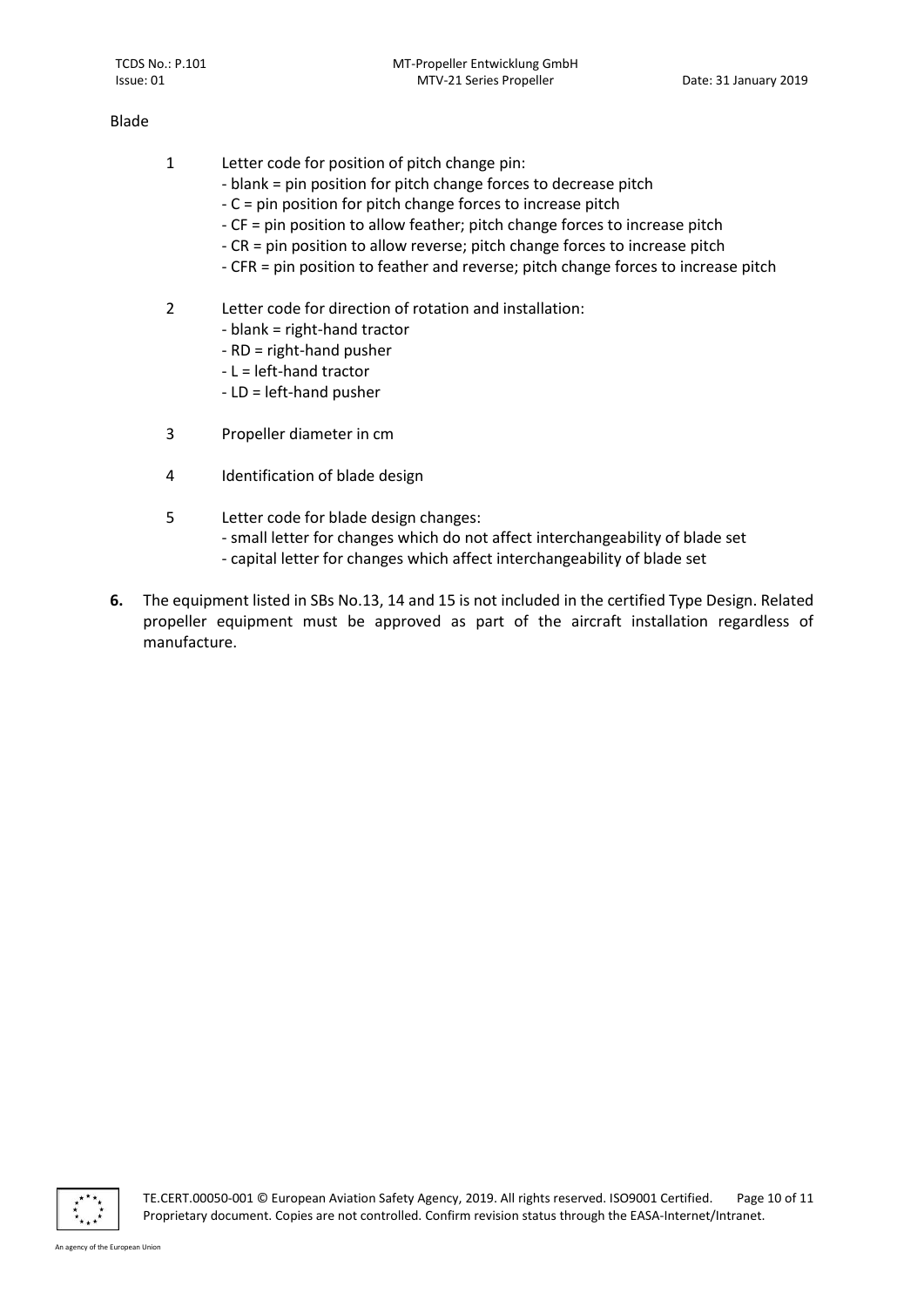Blade

1 Letter code for position of pitch change pin:
   - blank = pin position for pitch change forces to decrease pitch
   - C = pin position for pitch change forces to increase pitch
   - CF = pin position to allow feather; pitch change forces to increase pitch
   - CR = pin position to allow reverse; pitch change forces to increase pitch
   - CFR = pin position to feather and reverse; pitch change forces to increase pitch

2 Letter code for direction of rotation and installation:
   - blank = right-hand tractor
   - RD = right-hand pusher
   - L = left-hand tractor
   - LD = left-hand pusher

3 Propeller diameter in cm

4 Identification of blade design

5 Letter code for blade design changes:
   - small letter for changes which do not affect interchangeability of blade set
   - capital letter for changes which affect interchangeability of blade set

**6.** The equipment listed in SBs No.13, 14 and 15 is not included in the certified Type Design. Related propeller equipment must be approved as part of the aircraft installation regardless of manufacture.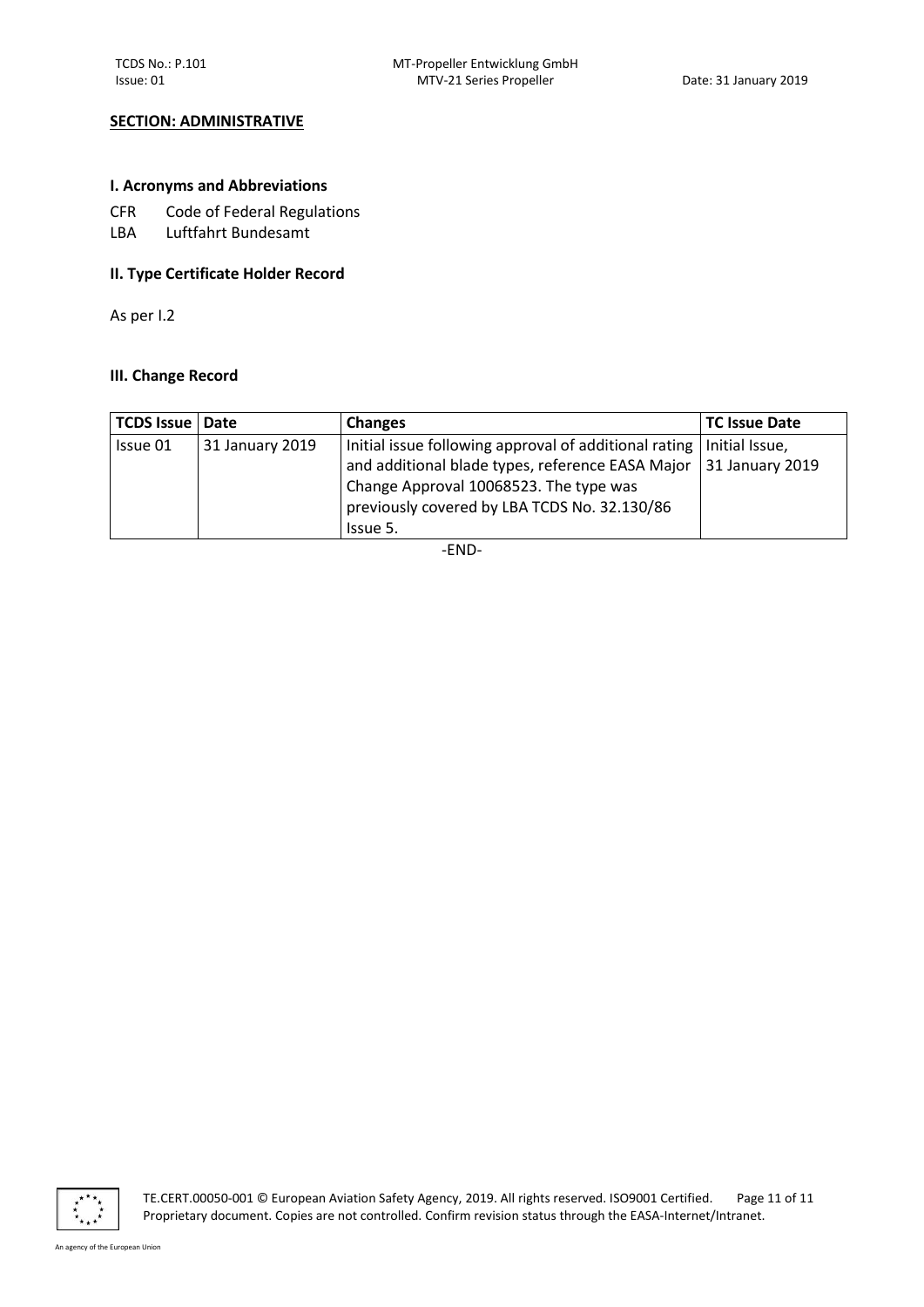## SECTION: ADMINISTRATIVE

### I. Acronyms and Abbreviations

CFR Code of Federal Regulations
LBA Luftfahrt Bundesamt

### II. Type Certificate Holder Record

As per I.2

### III. Change Record

| TCDS Issue | Date | Changes | TC Issue Date |
|---|---|---|---|
| Issue 01 | 31 January 2019 | Initial issue following approval of additional rating and additional blade types, reference EASA Major Change Approval 10068523. The type was previously covered by LBA TCDS No. 32.130/86 Issue 5. | Initial Issue, 31 January 2019 |

-END-